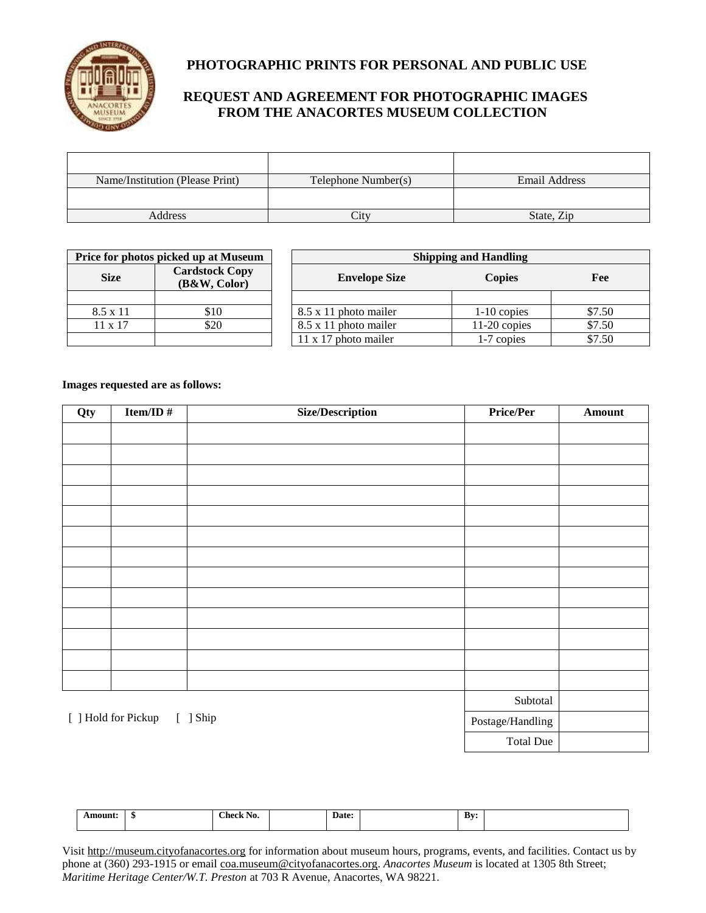# PHOTOGRAPHIC PRINTS FOR PERSONAL AND PUBLIC USE

## REQUEST AND AGREEMENT FOR PHOTOGRAPHIC IMAGES FROM THE ANACORTES MUSEUM COLLECTION

| | | |
|---|---|---|
| Name/Institution (Please Print) | Telephone Number(s) | Email Address |
| | | |
| Address | City | State, Zip |

| **Price for photos picked up at Museum** | |
|---|---|
| **Size** | **Cardstock Copy (B&W, Color)** |
| | |
| 8.5 x 11 | $10 |
| 11 x 17 | $20 |
| | |

| **Shipping and Handling** | | |
|---|---|---|
| **Envelope Size** | **Copies** | **Fee** |
| | | |
| 8.5 x 11 photo mailer | 1-10 copies | $7.50 |
| 8.5 x 11 photo mailer | 11-20 copies | $7.50 |
| 11 x 17 photo mailer | 1-7 copies | $7.50 |

**Images requested are as follows:**

| Qty | Item/ID # | Size/Description | Price/Per | Amount |
|---|---|---|---|---|
| | | | | |
| | | | | |
| | | | | |
| | | | | |
| | | | | |
| | | | | |
| | | | | |
| | | | | |
| | | | | |
| | | | | |
| | | | | |
| | | | | |
| | | | | |
| | | | Subtotal | |
| [ ] Hold for Pickup [ ] Ship | | | Postage/Handling | |
| | | | Total Due | |

| **Amount:** | **$** | **Check No.** | | **Date:** | | **By:** | |
|---|---|---|---|---|---|---|---|

Visit http://museum.cityofanacortes.org for information about museum hours, programs, events, and facilities. Contact us by phone at (360) 293-1915 or email coa.museum@cityofanacortes.org. *Anacortes Museum* is located at 1305 8th Street; *Maritime Heritage Center/W.T. Preston* at 703 R Avenue, Anacortes, WA 98221.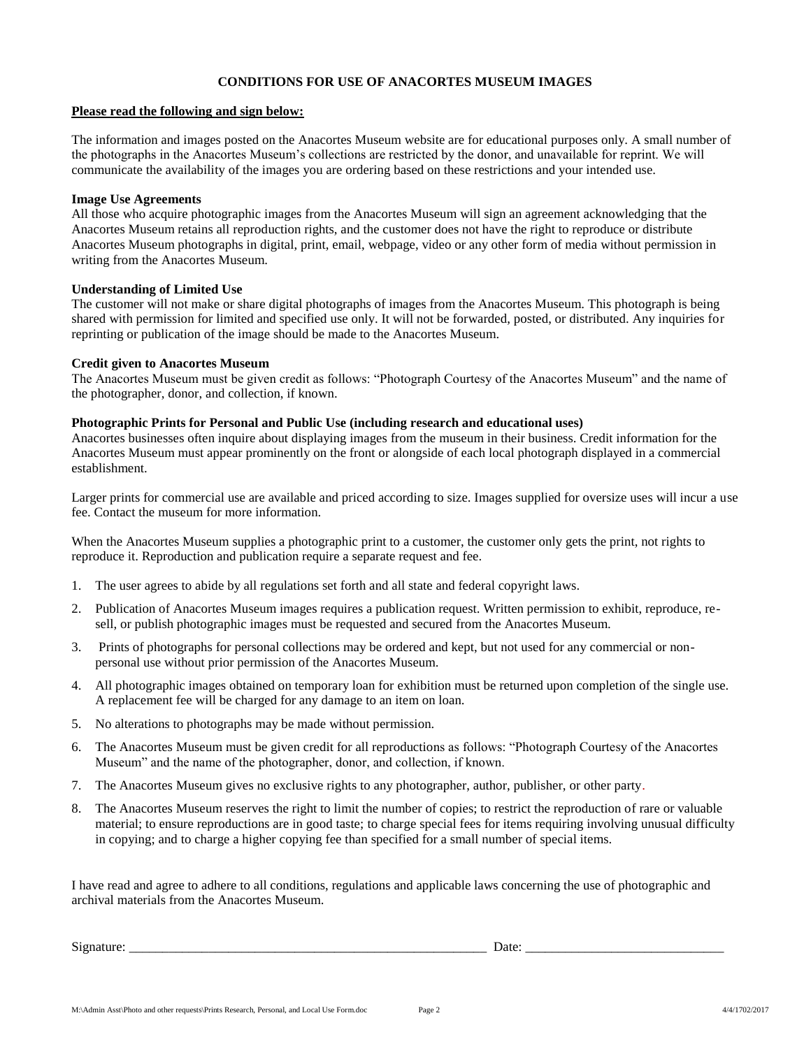**CONDITIONS FOR USE OF ANACORTES MUSEUM IMAGES**

**Please read the following and sign below:**

The information and images posted on the Anacortes Museum website are for educational purposes only. A small number of the photographs in the Anacortes Museum's collections are restricted by the donor, and unavailable for reprint. We will communicate the availability of the images you are ordering based on these restrictions and your intended use.

**Image Use Agreements**

All those who acquire photographic images from the Anacortes Museum will sign an agreement acknowledging that the Anacortes Museum retains all reproduction rights, and the customer does not have the right to reproduce or distribute Anacortes Museum photographs in digital, print, email, webpage, video or any other form of media without permission in writing from the Anacortes Museum.

**Understanding of Limited Use**

The customer will not make or share digital photographs of images from the Anacortes Museum. This photograph is being shared with permission for limited and specified use only. It will not be forwarded, posted, or distributed. Any inquiries for reprinting or publication of the image should be made to the Anacortes Museum.

**Credit given to Anacortes Museum**

The Anacortes Museum must be given credit as follows: "Photograph Courtesy of the Anacortes Museum" and the name of the photographer, donor, and collection, if known.

**Photographic Prints for Personal and Public Use (including research and educational uses)**

Anacortes businesses often inquire about displaying images from the museum in their business. Credit information for the Anacortes Museum must appear prominently on the front or alongside of each local photograph displayed in a commercial establishment.

Larger prints for commercial use are available and priced according to size. Images supplied for oversize uses will incur a use fee. Contact the museum for more information.

When the Anacortes Museum supplies a photographic print to a customer, the customer only gets the print, not rights to reproduce it. Reproduction and publication require a separate request and fee.

1. The user agrees to abide by all regulations set forth and all state and federal copyright laws.
2. Publication of Anacortes Museum images requires a publication request. Written permission to exhibit, reproduce, re-sell, or publish photographic images must be requested and secured from the Anacortes Museum.
3. Prints of photographs for personal collections may be ordered and kept, but not used for any commercial or non-personal use without prior permission of the Anacortes Museum.
4. All photographic images obtained on temporary loan for exhibition must be returned upon completion of the single use. A replacement fee will be charged for any damage to an item on loan.
5. No alterations to photographs may be made without permission.
6. The Anacortes Museum must be given credit for all reproductions as follows: "Photograph Courtesy of the Anacortes Museum" and the name of the photographer, donor, and collection, if known.
7. The Anacortes Museum gives no exclusive rights to any photographer, author, publisher, or other party.
8. The Anacortes Museum reserves the right to limit the number of copies; to restrict the reproduction of rare or valuable material; to ensure reproductions are in good taste; to charge special fees for items requiring involving unusual difficulty in copying; and to charge a higher copying fee than specified for a small number of special items.

I have read and agree to adhere to all conditions, regulations and applicable laws concerning the use of photographic and archival materials from the Anacortes Museum.

Signature: ________________________________________________________ Date: ______________________________